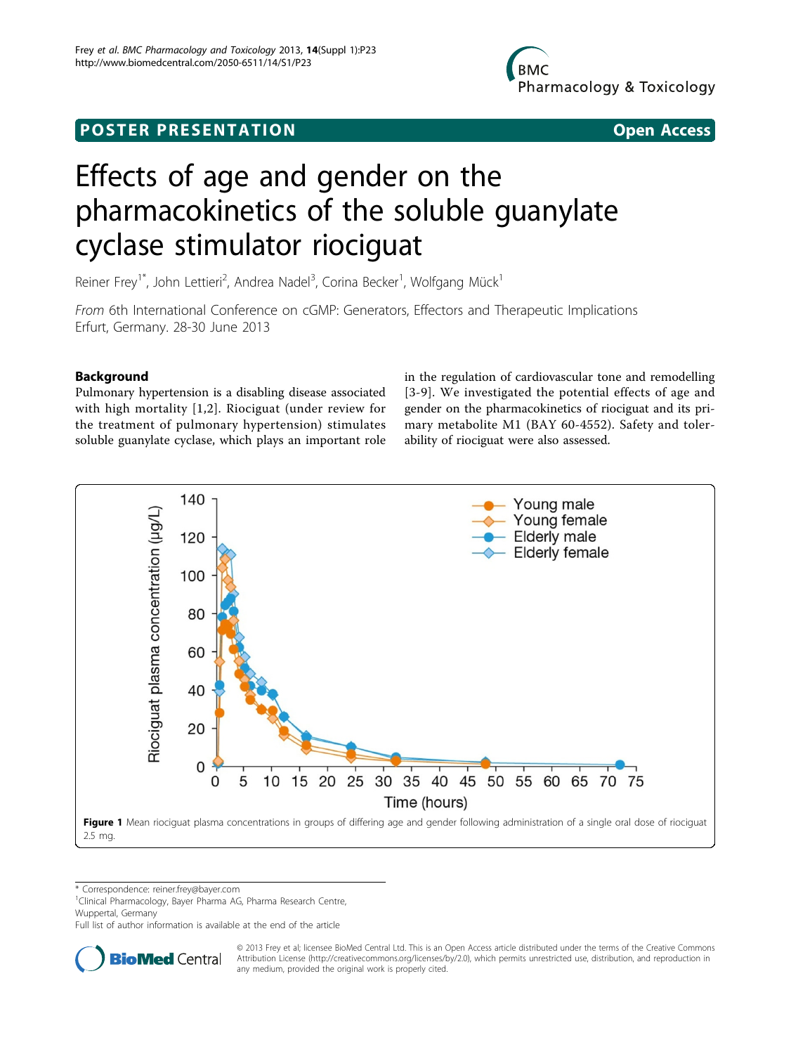POSTER PRESENTATION Open Access

# Effects of age and gender on the pharmacokinetics of the soluble guanylate cyclase stimulator riociguat

Reiner Frey[1*], John Lettieri[2], Andrea Nadel[3], Corina Becker[1], Wolfgang Mück[1]

*From* 6th International Conference on cGMP: Generators, Effectors and Therapeutic Implications
Erfurt, Germany. 28-30 June 2013

## Background

Pulmonary hypertension is a disabling disease associated with high mortality [1,2]. Riociguat (under review for the treatment of pulmonary hypertension) stimulates soluble guanylate cyclase, which plays an important role in the regulation of cardiovascular tone and remodelling [3-9]. We investigated the potential effects of age and gender on the pharmacokinetics of riociguat and its primary metabolite M1 (BAY 60-4552). Safety and tolerability of riociguat were also assessed.

**Figure 1** Mean riociguat plasma concentrations in groups of differing age and gender following administration of a single oral dose of riociguat 2.5 mg.

\* Correspondence: reiner.frey@bayer.com
[1]Clinical Pharmacology, Bayer Pharma AG, Pharma Research Centre, Wuppertal, Germany
Full list of author information is available at the end of the article

© 2013 Frey et al; licensee BioMed Central Ltd. This is an Open Access article distributed under the terms of the Creative Commons Attribution License (http://creativecommons.org/licenses/by/2.0), which permits unrestricted use, distribution, and reproduction in any medium, provided the original work is properly cited.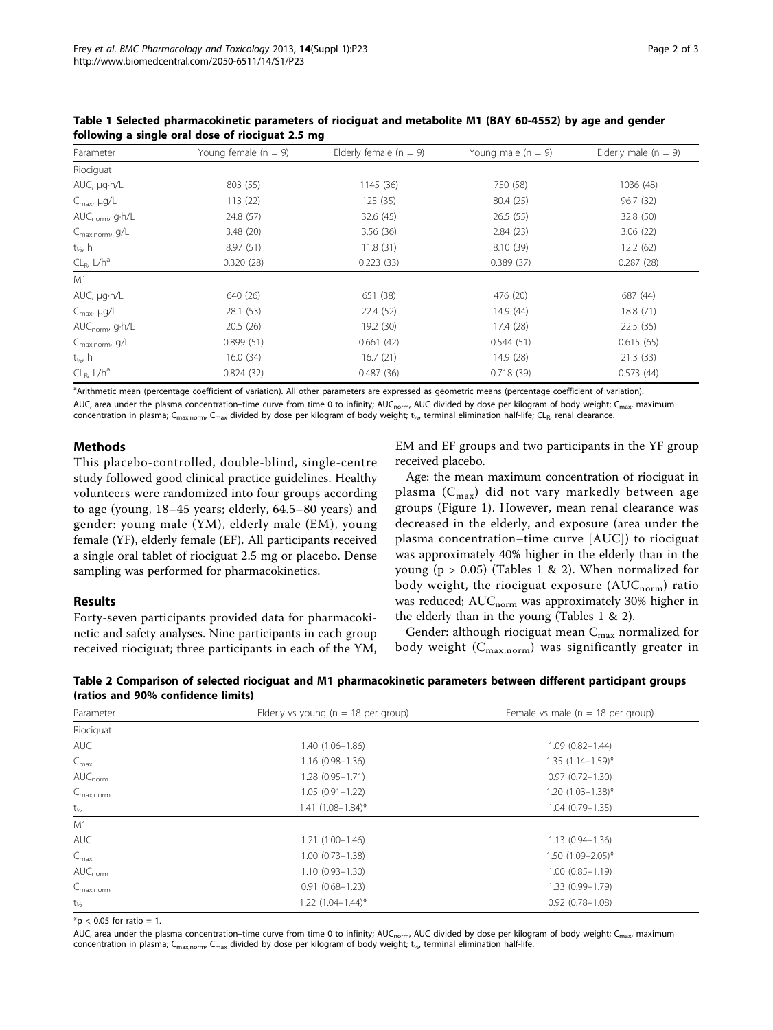**Table 1 Selected pharmacokinetic parameters of riociguat and metabolite M1 (BAY 60-4552) by age and gender following a single oral dose of riociguat 2.5 mg**

| Parameter | Young female (n = 9) | Elderly female (n = 9) | Young male (n = 9) | Elderly male (n = 9) |
|---|---|---|---|---|
| Riociguat | | | | |
| AUC, μg·h/L | 803 (55) | 1145 (36) | 750 (58) | 1036 (48) |
| $C_{max}$, μg/L | 113 (22) | 125 (35) | 80.4 (25) | 96.7 (32) |
| $AUC_{norm}$, g·h/L | 24.8 (57) | 32.6 (45) | 26.5 (55) | 32.8 (50) |
| $C_{max,norm}$, g/L | 3.48 (20) | 3.56 (36) | 2.84 (23) | 3.06 (22) |
| $t_{½}$, h | 8.97 (51) | 11.8 (31) | 8.10 (39) | 12.2 (62) |
| $CL_R$, L/h[a] | 0.320 (28) | 0.223 (33) | 0.389 (37) | 0.287 (28) |
| M1 | | | | |
| AUC, μg·h/L | 640 (26) | 651 (38) | 476 (20) | 687 (44) |
| $C_{max}$, μg/L | 28.1 (53) | 22.4 (52) | 14.9 (44) | 18.8 (71) |
| $AUC_{norm}$, g·h/L | 20.5 (26) | 19.2 (30) | 17.4 (28) | 22.5 (35) |
| $C_{max,norm}$, g/L | 0.899 (51) | 0.661 (42) | 0.544 (51) | 0.615 (65) |
| $t_{½}$, h | 16.0 (34) | 16.7 (21) | 14.9 (28) | 21.3 (33) |
| $CL_R$, L/h[a] | 0.824 (32) | 0.487 (36) | 0.718 (39) | 0.573 (44) |

[a]Arithmetic mean (percentage coefficient of variation). All other parameters are expressed as geometric means (percentage coefficient of variation).

AUC, area under the plasma concentration–time curve from time 0 to infinity; $AUC_{norm}$, AUC divided by dose per kilogram of body weight; $C_{max}$, maximum concentration in plasma; $C_{max,norm}$, $C_{max}$ divided by dose per kilogram of body weight; $t_{½}$, terminal elimination half-life; $CL_R$, renal clearance.

## Methods

This placebo-controlled, double-blind, single-centre study followed good clinical practice guidelines. Healthy volunteers were randomized into four groups according to age (young, 18–45 years; elderly, 64.5–80 years) and gender: young male (YM), elderly male (EM), young female (YF), elderly female (EF). All participants received a single oral tablet of riociguat 2.5 mg or placebo. Dense sampling was performed for pharmacokinetics.

## Results

Forty-seven participants provided data for pharmacokinetic and safety analyses. Nine participants in each group received riociguat; three participants in each of the YM, EM and EF groups and two participants in the YF group received placebo.

Age: the mean maximum concentration of riociguat in plasma ($C_{max}$) did not vary markedly between age groups (Figure 1). However, mean renal clearance was decreased in the elderly, and exposure (area under the plasma concentration–time curve [AUC]) to riociguat was approximately 40% higher in the elderly than in the young ($p > 0.05$) (Tables 1 & 2). When normalized for body weight, the riociguat exposure ($AUC_{norm}$) ratio was reduced; $AUC_{norm}$ was approximately 30% higher in the elderly than in the young (Tables 1 & 2).

Gender: although riociguat mean $C_{max}$ normalized for body weight ($C_{max,norm}$) was significantly greater in

**Table 2 Comparison of selected riociguat and M1 pharmacokinetic parameters between different participant groups (ratios and 90% confidence limits)**

| Parameter | Elderly vs young (n = 18 per group) | Female vs male (n = 18 per group) |
|---|---|---|
| Riociguat | | |
| AUC | 1.40 (1.06–1.86) | 1.09 (0.82–1.44) |
| $C_{max}$ | 1.16 (0.98–1.36) | 1.35 (1.14–1.59)* |
| $AUC_{norm}$ | 1.28 (0.95–1.71) | 0.97 (0.72–1.30) |
| $C_{max,norm}$ | 1.05 (0.91–1.22) | 1.20 (1.03–1.38)* |
| $t_{½}$ | 1.41 (1.08–1.84)* | 1.04 (0.79–1.35) |
| M1 | | |
| AUC | 1.21 (1.00–1.46) | 1.13 (0.94–1.36) |
| $C_{max}$ | 1.00 (0.73–1.38) | 1.50 (1.09–2.05)* |
| $AUC_{norm}$ | 1.10 (0.93–1.30) | 1.00 (0.85–1.19) |
| $C_{max,norm}$ | 0.91 (0.68–1.23) | 1.33 (0.99–1.79) |
| $t_{½}$ | 1.22 (1.04–1.44)* | 0.92 (0.78–1.08) |

*$p < 0.05$ for ratio = 1.

AUC, area under the plasma concentration–time curve from time 0 to infinity; $AUC_{norm}$, AUC divided by dose per kilogram of body weight; $C_{max}$, maximum concentration in plasma; $C_{max,norm}$, $C_{max}$ divided by dose per kilogram of body weight; $t_{½}$, terminal elimination half-life.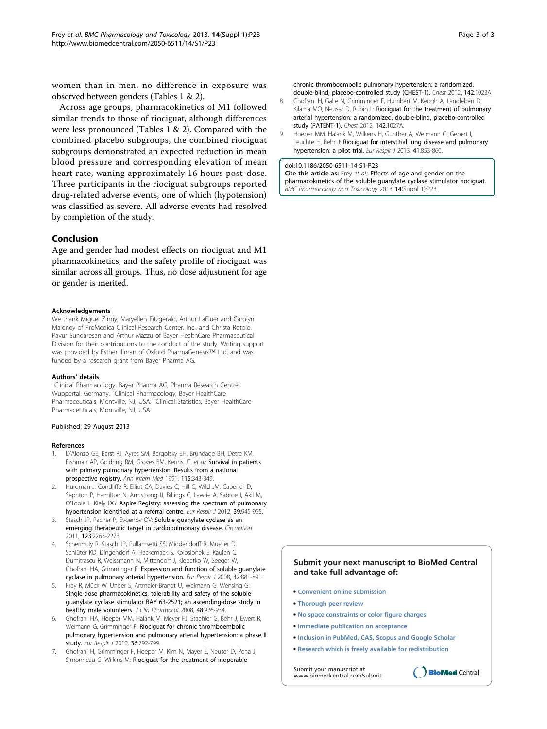women than in men, no difference in exposure was observed between genders (Tables 1 & 2).

Across age groups, pharmacokinetics of M1 followed similar trends to those of riociguat, although differences were less pronounced (Tables 1 & 2). Compared with the combined placebo subgroups, the combined riociguat subgroups demonstrated an expected reduction in mean blood pressure and corresponding elevation of mean heart rate, waning approximately 16 hours post-dose. Three participants in the riociguat subgroups reported drug-related adverse events, one of which (hypotension) was classified as severe. All adverse events had resolved by completion of the study.

## Conclusion

Age and gender had modest effects on riociguat and M1 pharmacokinetics, and the safety profile of riociguat was similar across all groups. Thus, no dose adjustment for age or gender is merited.

#### Acknowledgements

We thank Miguel Zinny, Maryellen Fitzgerald, Arthur LaFluer and Carolyn Maloney of ProMedica Clinical Research Center, Inc., and Christa Rotolo, Pavur Sundaresan and Arthur Mazzu of Bayer HealthCare Pharmaceutical Division for their contributions to the conduct of the study. Writing support was provided by Esther Illman of Oxford PharmaGenesis™ Ltd, and was funded by a research grant from Bayer Pharma AG.

#### Authors' details

[1]Clinical Pharmacology, Bayer Pharma AG, Pharma Research Centre, Wuppertal, Germany. [2]Clinical Pharmacology, Bayer HealthCare Pharmaceuticals, Montville, NJ, USA. [3]Clinical Statistics, Bayer HealthCare Pharmaceuticals, Montville, NJ, USA.

Published: 29 August 2013

#### References

1. D'Alonzo GE, Barst RJ, Ayres SM, Bergofsky EH, Brundage BH, Detre KM, Fishman AP, Goldring RM, Groves BM, Kernis JT, *et al*: **Survival in patients with primary pulmonary hypertension. Results from a national prospective registry.** *Ann Intern Med* 1991, **115**:343-349.
2. Hurdman J, Condliffe R, Elliot CA, Davies C, Hill C, Wild JM, Capener D, Sephton P, Hamilton N, Armstrong IJ, Billings C, Lawrie A, Sabroe I, Akil M, O'Toole L, Kiely DG: **Aspire Registry: assessing the spectrum of pulmonary hypertension identified at a referral centre.** *Eur Respir J* 2012, **39**:945-955.
3. Stasch JP, Pacher P, Evgenov OV: **Soluble guanylate cyclase as an emerging therapeutic target in cardiopulmonary disease.** *Circulation* 2011, **123**:2263-2273.
4. Schermuly R, Stasch JP, Pullamsetti SS, Middendorff R, Mueller D, Schlüter KD, Dingendorf A, Hackemack S, Kolosionek E, Kaulen C, Dumitrascu R, Weissmann N, Mittendorf J, Klepetko W, Seeger W, Ghofrani HA, Grimminger F: **Expression and function of soluble guanylate cyclase in pulmonary arterial hypertension.** *Eur Respir J* 2008, **32**:881-891.
5. Frey R, Mück W, Unger S, Artmeier-Brandt U, Weimann G, Wensing G: **Single-dose pharmacokinetics, tolerability and safety of the soluble guanylate cyclase stimulator BAY 63-2521; an ascending-dose study in healthy male volunteers.** *J Clin Pharmacol* 2008, **48**:926-934.
6. Ghofrani HA, Hoeper MM, Halank M, Meyer FJ, Staehler G, Behr J, Ewert R, Weimann G, Grimminger F: **Riociguat for chronic thromboembolic pulmonary hypertension and pulmonary arterial hypertension: a phase II study.** *Eur Respir J* 2010, **36**:792-799.
7. Ghofrani H, Grimminger F, Hoeper M, Kim N, Mayer E, Neuser D, Pena J, Simonneau G, Wilkins M: **Riociguat for the treatment of inoperable chronic thromboembolic pulmonary hypertension: a randomized, double-blind, placebo-controlled study (CHEST-1).** *Chest* 2012, **142**:1023A.
8. Ghofrani H, Galie N, Grimminger F, Humbert M, Keogh A, Langleben D, Kilama MO, Neuser D, Rubin L: **Riociguat for the treatment of pulmonary arterial hypertension: a randomized, double-blind, placebo-controlled study (PATENT-1).** *Chest* 2012, **142**:1027A.
9. Hoeper MM, Halank M, Wilkens H, Gunther A, Weimann G, Gebert I, Leuchte H, Behr J: **Riociguat for interstitial lung disease and pulmonary hypertension: a pilot trial.** *Eur Respir J* 2013, **41**:853-860.

doi:10.1186/2050-6511-14-S1-P23

**Cite this article as:** Frey *et al.*: Effects of age and gender on the pharmacokinetics of the soluble guanylate cyclase stimulator riociguat. *BMC Pharmacology and Toxicology* 2013 **14**(Suppl 1):P23.